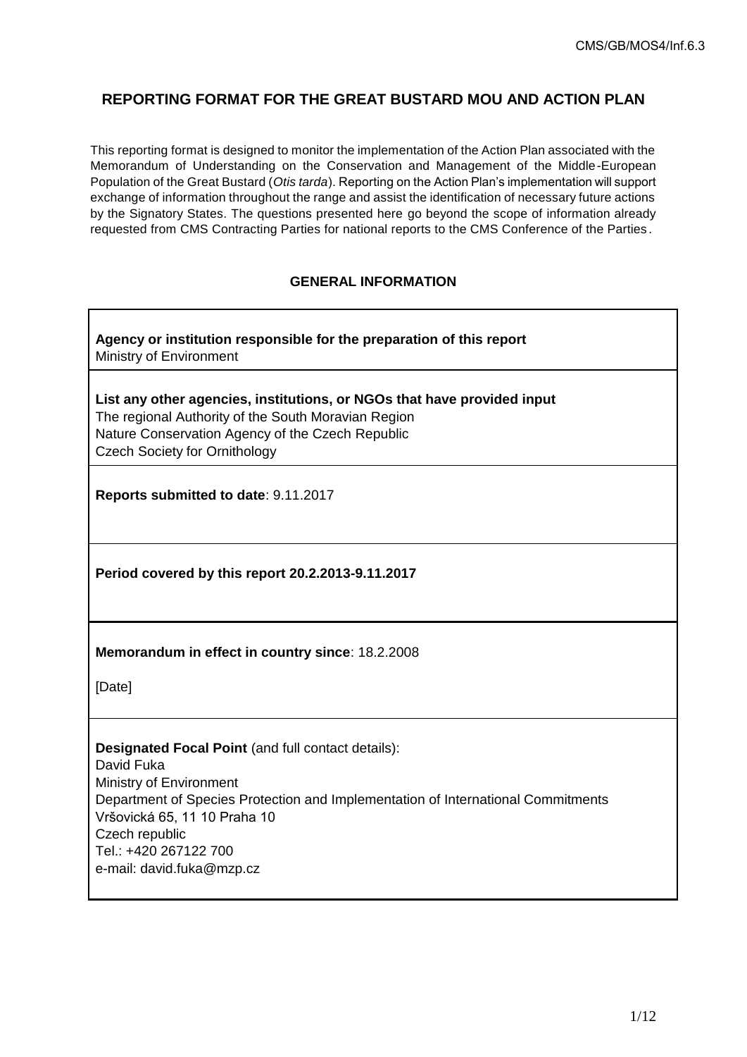CMS/GB/MOS4/Inf.6.3

# REPORTING FORMAT FOR THE GREAT BUSTARD MOU AND ACTION PLAN

This reporting format is designed to monitor the implementation of the Action Plan associated with the Memorandum of Understanding on the Conservation and Management of the Middle-European Population of the Great Bustard (*Otis tarda*). Reporting on the Action Plan's implementation will support exchange of information throughout the range and assist the identification of necessary future actions by the Signatory States. The questions presented here go beyond the scope of information already requested from CMS Contracting Parties for national reports to the CMS Conference of the Parties.

## GENERAL INFORMATION

**Agency or institution responsible for the preparation of this report**
Ministry of Environment

**List any other agencies, institutions, or NGOs that have provided input**
The regional Authority of the South Moravian Region
Nature Conservation Agency of the Czech Republic
Czech Society for Ornithology

**Reports submitted to date**: 9.11.2017

**Period covered by this report 20.2.2013-9.11.2017**

**Memorandum in effect in country since**: 18.2.2008

[Date]

**Designated Focal Point** (and full contact details):
David Fuka
Ministry of Environment
Department of Species Protection and Implementation of International Commitments
Vršovická 65, 11 10 Praha 10
Czech republic
Tel.: +420 267122 700
e-mail: david.fuka@mzp.cz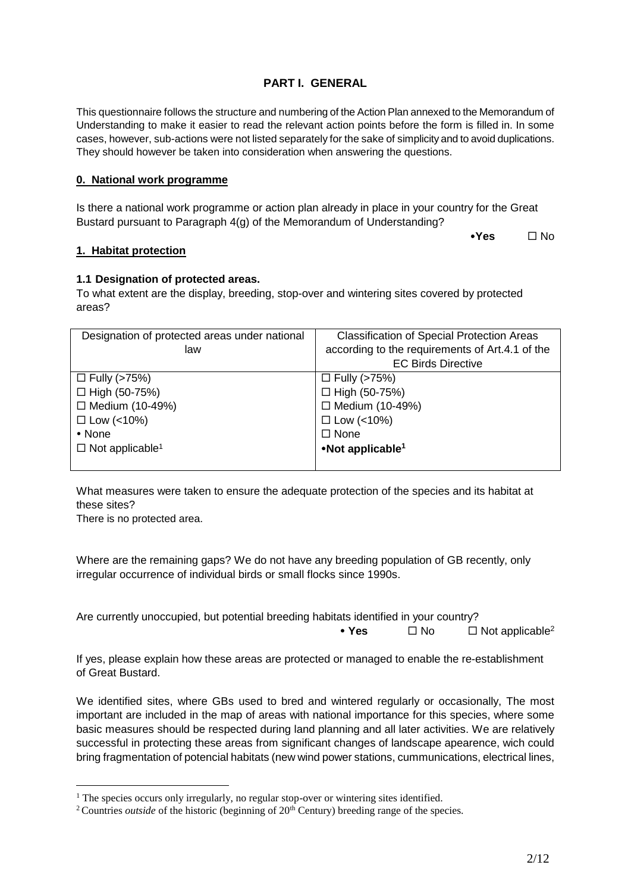## PART I. GENERAL

This questionnaire follows the structure and numbering of the Action Plan annexed to the Memorandum of Understanding to make it easier to read the relevant action points before the form is filled in. In some cases, however, sub-actions were not listed separately for the sake of simplicity and to avoid duplications. They should however be taken into consideration when answering the questions.

### 0. National work programme

Is there a national work programme or action plan already in place in your country for the Great Bustard pursuant to Paragraph 4(g) of the Memorandum of Understanding?

•**Yes** ☐ No

### 1. Habitat protection

#### 1.1 Designation of protected areas.

To what extent are the display, breeding, stop-over and wintering sites covered by protected areas?

| Designation of protected areas under national law | Classification of Special Protection Areas according to the requirements of Art.4.1 of the EC Birds Directive |
|---|---|
| ☐ Fully (>75%) | ☐ Fully (>75%) |
| ☐ High (50-75%) | ☐ High (50-75%) |
| ☐ Medium (10-49%) | ☐ Medium (10-49%) |
| ☐ Low (<10%) | ☐ Low (<10%) |
| • None | ☐ None |
| ☐ Not applicable[1] | •**Not applicable[1]** |

What measures were taken to ensure the adequate protection of the species and its habitat at these sites?

There is no protected area.

Where are the remaining gaps? We do not have any breeding population of GB recently, only irregular occurrence of individual birds or small flocks since 1990s.

Are currently unoccupied, but potential breeding habitats identified in your country?

• **Yes** ☐ No ☐ Not applicable[2]

If yes, please explain how these areas are protected or managed to enable the re-establishment of Great Bustard.

We identified sites, where GBs used to bred and wintered regularly or occasionally, The most important are included in the map of areas with national importance for this species, where some basic measures should be respected during land planning and all later activities. We are relatively successful in protecting these areas from significant changes of landscape apearence, wich could bring fragmentation of potencial habitats (new wind power stations, cummunications, electrical lines,

[1] The species occurs only irregularly, no regular stop-over or wintering sites identified.

[2] Countries *outside* of the historic (beginning of 20th Century) breeding range of the species.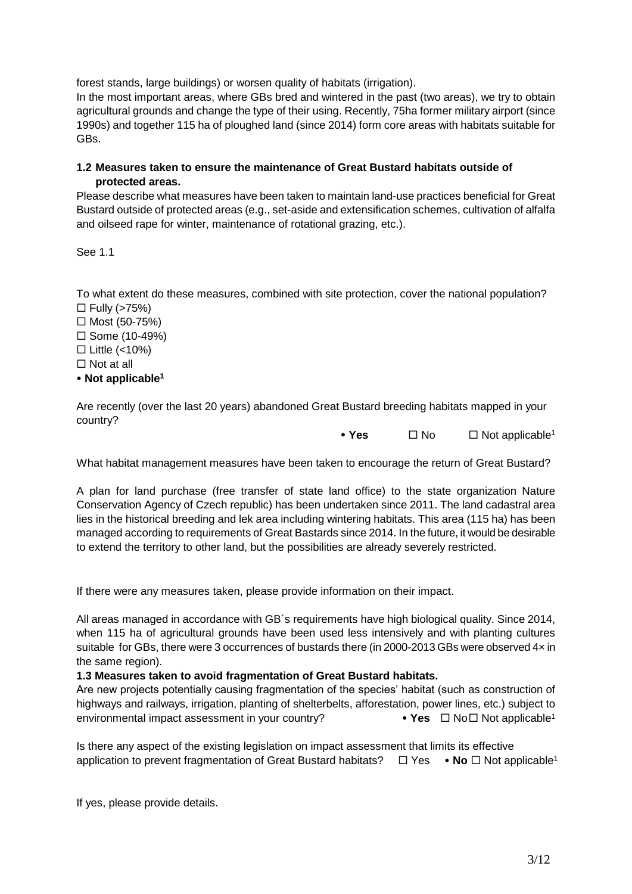forest stands, large buildings) or worsen quality of habitats (irrigation).

In the most important areas, where GBs bred and wintered in the past (two areas), we try to obtain agricultural grounds and change the type of their using. Recently, 75ha former military airport (since 1990s) and together 115 ha of ploughed land (since 2014) form core areas with habitats suitable for GBs.

### 1.2 Measures taken to ensure the maintenance of Great Bustard habitats outside of protected areas.

Please describe what measures have been taken to maintain land-use practices beneficial for Great Bustard outside of protected areas (e.g., set-aside and extensification schemes, cultivation of alfalfa and oilseed rape for winter, maintenance of rotational grazing, etc.).

See 1.1

To what extent do these measures, combined with site protection, cover the national population?

☐ Fully (>75%)
☐ Most (50-75%)
☐ Some (10-49%)
☐ Little (<10%)
☐ Not at all
• **Not applicable**[1]

Are recently (over the last 20 years) abandoned Great Bustard breeding habitats mapped in your country?

• **Yes** ☐ No ☐ Not applicable[1]

What habitat management measures have been taken to encourage the return of Great Bustard?

A plan for land purchase (free transfer of state land office) to the state organization Nature Conservation Agency of Czech republic) has been undertaken since 2011. The land cadastral area lies in the historical breeding and lek area including wintering habitats. This area (115 ha) has been managed according to requirements of Great Bastards since 2014. In the future, it would be desirable to extend the territory to other land, but the possibilities are already severely restricted.

If there were any measures taken, please provide information on their impact.

All areas managed in accordance with GB´s requirements have high biological quality. Since 2014, when 115 ha of agricultural grounds have been used less intensively and with planting cultures suitable for GBs, there were 3 occurrences of bustards there (in 2000-2013 GBs were observed 4× in the same region).

### 1.3 Measures taken to avoid fragmentation of Great Bustard habitats.

Are new projects potentially causing fragmentation of the species' habitat (such as construction of highways and railways, irrigation, planting of shelterbelts, afforestation, power lines, etc.) subject to environmental impact assessment in your country? • **Yes** ☐ No ☐ Not applicable[1]

Is there any aspect of the existing legislation on impact assessment that limits its effective application to prevent fragmentation of Great Bustard habitats? ☐ Yes • **No** ☐ Not applicable[1]

If yes, please provide details.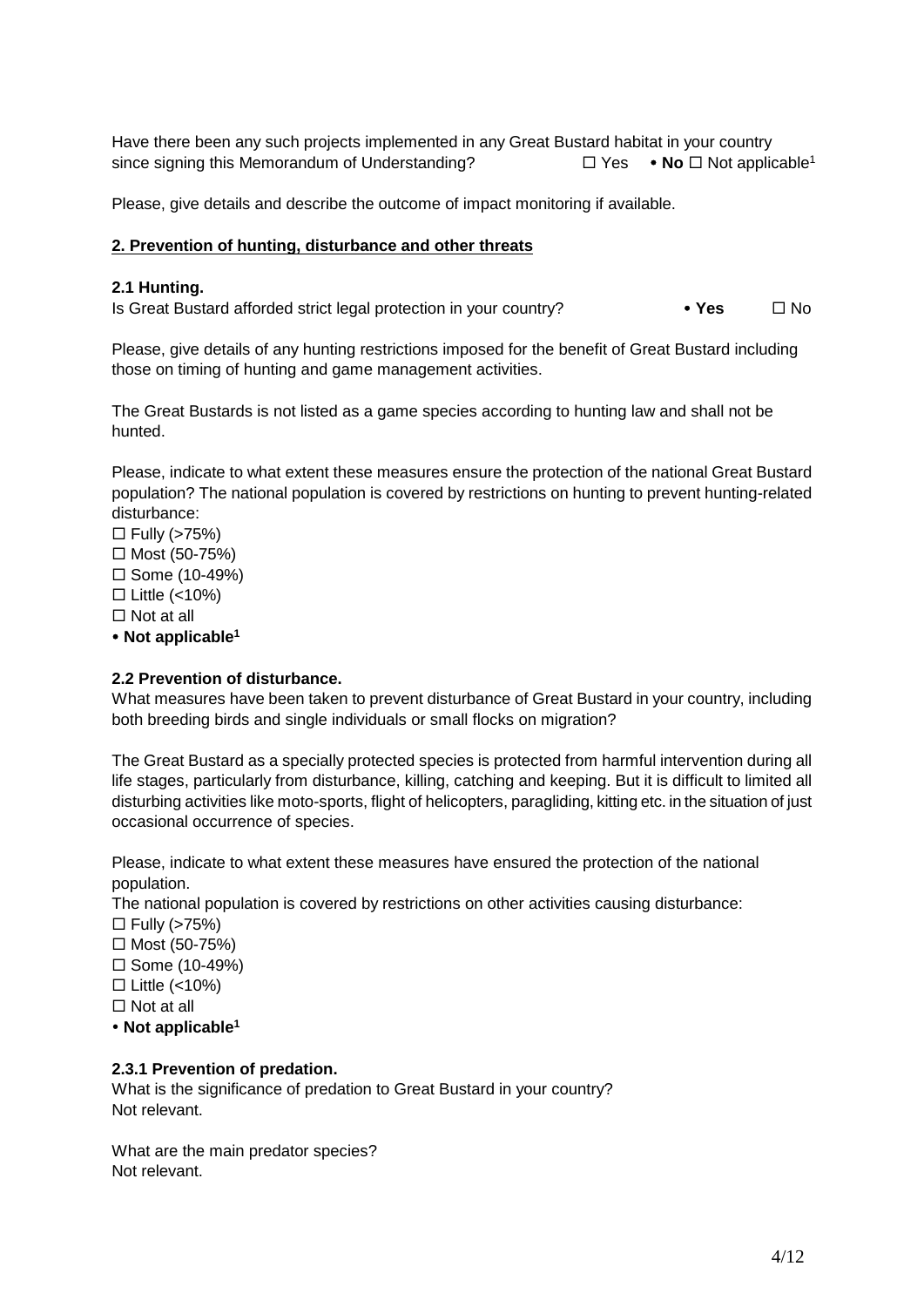Have there been any such projects implemented in any Great Bustard habitat in your country since signing this Memorandum of Understanding? ☐ Yes • **No** ☐ Not applicable[1]

Please, give details and describe the outcome of impact monitoring if available.

## 2. Prevention of hunting, disturbance and other threats

### 2.1 Hunting.

Is Great Bustard afforded strict legal protection in your country? • **Yes** ☐ No

Please, give details of any hunting restrictions imposed for the benefit of Great Bustard including those on timing of hunting and game management activities.

The Great Bustards is not listed as a game species according to hunting law and shall not be hunted.

Please, indicate to what extent these measures ensure the protection of the national Great Bustard population? The national population is covered by restrictions on hunting to prevent hunting-related disturbance:

- ☐ Fully (>75%)
- ☐ Most (50-75%)
- ☐ Some (10-49%)
- ☐ Little (<10%)
- ☐ Not at all
- • **Not applicable[1]**

### 2.2 Prevention of disturbance.

What measures have been taken to prevent disturbance of Great Bustard in your country, including both breeding birds and single individuals or small flocks on migration?

The Great Bustard as a specially protected species is protected from harmful intervention during all life stages, particularly from disturbance, killing, catching and keeping. But it is difficult to limited all disturbing activities like moto-sports, flight of helicopters, paragliding, kitting etc. in the situation of just occasional occurrence of species.

Please, indicate to what extent these measures have ensured the protection of the national population.

The national population is covered by restrictions on other activities causing disturbance:

- ☐ Fully (>75%)
- ☐ Most (50-75%)
- ☐ Some (10-49%)
- ☐ Little (<10%)
- ☐ Not at all
- • **Not applicable[1]**

### 2.3.1 Prevention of predation.

What is the significance of predation to Great Bustard in your country?
Not relevant.

What are the main predator species?
Not relevant.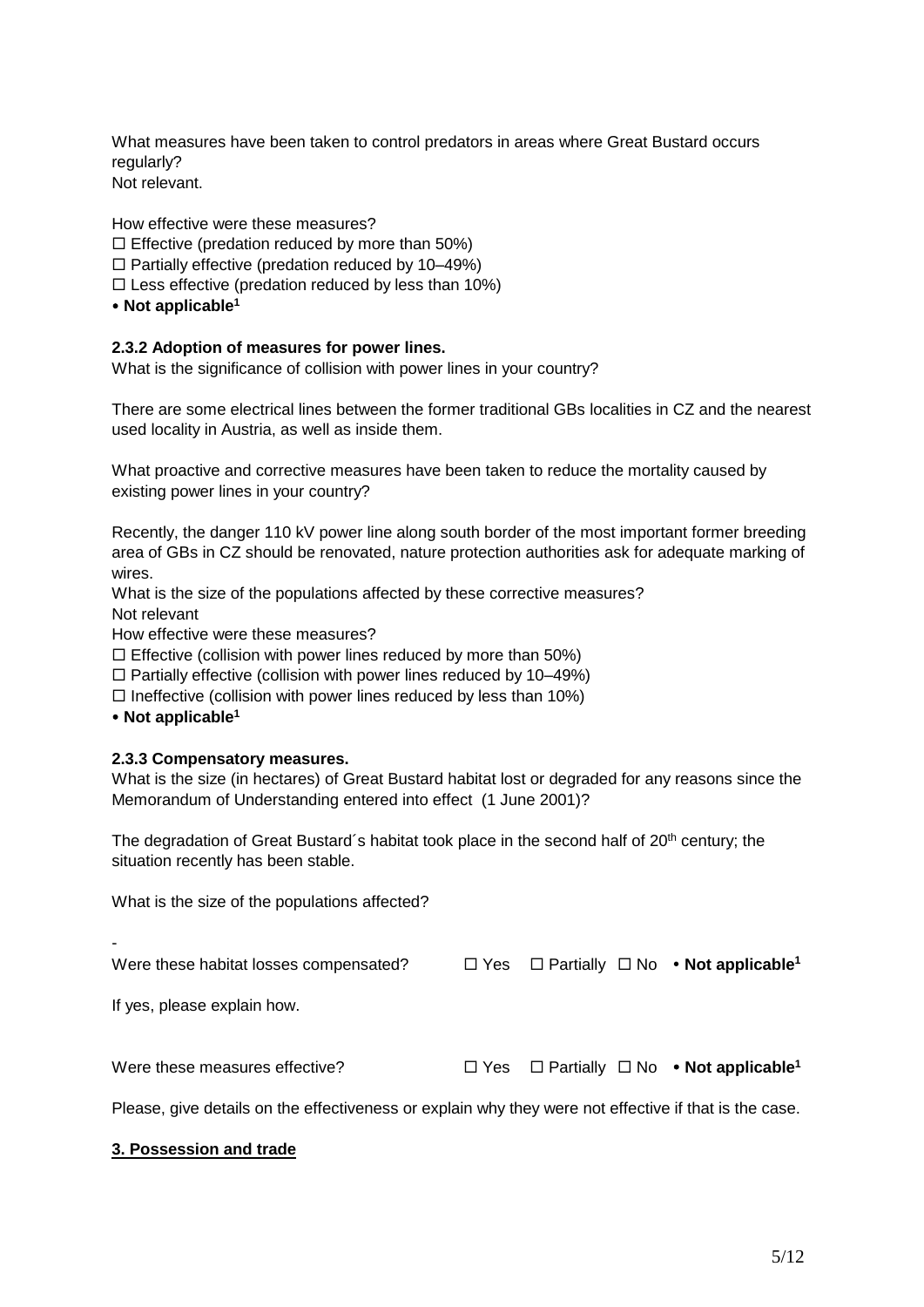What measures have been taken to control predators in areas where Great Bustard occurs regularly?
Not relevant.

How effective were these measures?

☐ Effective (predation reduced by more than 50%)
☐ Partially effective (predation reduced by 10–49%)
☐ Less effective (predation reduced by less than 10%)
• **Not applicable[1]**

**2.3.2 Adoption of measures for power lines.**

What is the significance of collision with power lines in your country?

There are some electrical lines between the former traditional GBs localities in CZ and the nearest used locality in Austria, as well as inside them.

What proactive and corrective measures have been taken to reduce the mortality caused by existing power lines in your country?

Recently, the danger 110 kV power line along south border of the most important former breeding area of GBs in CZ should be renovated, nature protection authorities ask for adequate marking of wires.

What is the size of the populations affected by these corrective measures?
Not relevant

How effective were these measures?

☐ Effective (collision with power lines reduced by more than 50%)
☐ Partially effective (collision with power lines reduced by 10–49%)
☐ Ineffective (collision with power lines reduced by less than 10%)
• **Not applicable[1]**

**2.3.3 Compensatory measures.**

What is the size (in hectares) of Great Bustard habitat lost or degraded for any reasons since the Memorandum of Understanding entered into effect (1 June 2001)?

The degradation of Great Bustard´s habitat took place in the second half of 20[th] century; the situation recently has been stable.

What is the size of the populations affected?

-

Were these habitat losses compensated? ☐ Yes ☐ Partially ☐ No • **Not applicable[1]**

If yes, please explain how.

Were these measures effective? ☐ Yes ☐ Partially ☐ No • **Not applicable[1]**

Please, give details on the effectiveness or explain why they were not effective if that is the case.

**3. Possession and trade**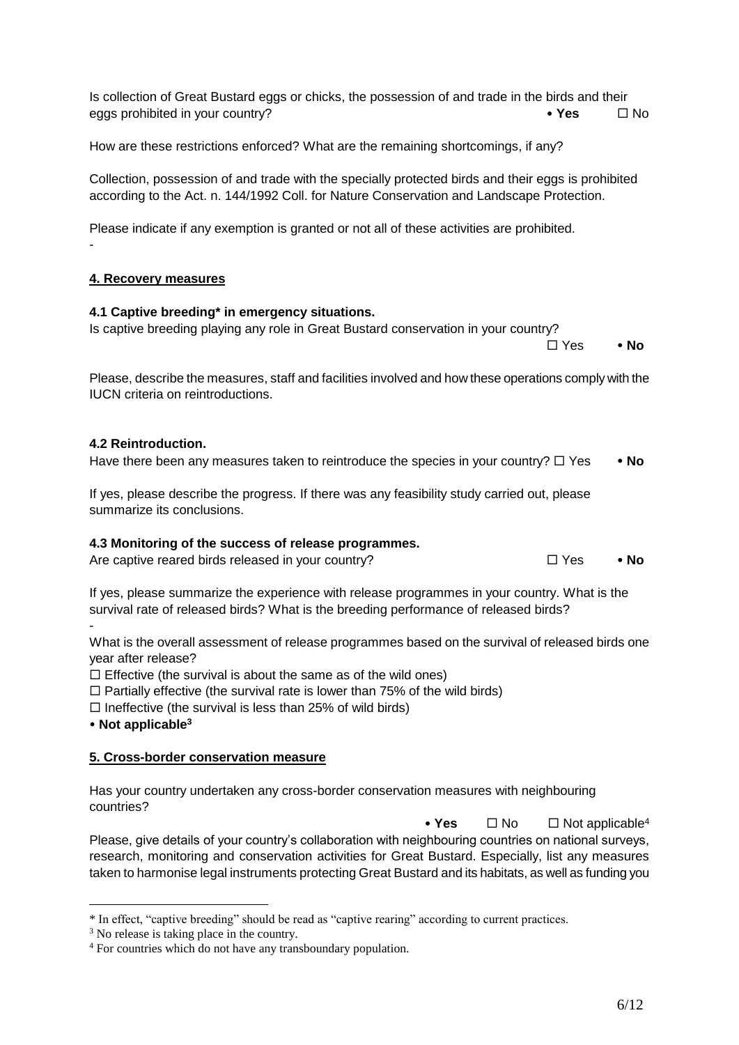Is collection of Great Bustard eggs or chicks, the possession of and trade in the birds and their eggs prohibited in your country? • **Yes** ☐ No

How are these restrictions enforced? What are the remaining shortcomings, if any?

Collection, possession of and trade with the specially protected birds and their eggs is prohibited according to the Act. n. 144/1992 Coll. for Nature Conservation and Landscape Protection.

Please indicate if any exemption is granted or not all of these activities are prohibited.

-

## 4. Recovery measures

### 4.1 Captive breeding* in emergency situations.

Is captive breeding playing any role in Great Bustard conservation in your country?

☐ Yes • **No**

Please, describe the measures, staff and facilities involved and how these operations comply with the IUCN criteria on reintroductions.

### 4.2 Reintroduction.

Have there been any measures taken to reintroduce the species in your country? ☐ Yes • **No**

If yes, please describe the progress. If there was any feasibility study carried out, please summarize its conclusions.

### 4.3 Monitoring of the success of release programmes.

Are captive reared birds released in your country? ☐ Yes • **No**

If yes, please summarize the experience with release programmes in your country. What is the survival rate of released birds? What is the breeding performance of released birds?

-

What is the overall assessment of release programmes based on the survival of released birds one year after release?

☐ Effective (the survival is about the same as of the wild ones)
☐ Partially effective (the survival rate is lower than 75% of the wild birds)
☐ Ineffective (the survival is less than 25% of wild birds)
• **Not applicable**[3]

## 5. Cross-border conservation measure

Has your country undertaken any cross-border conservation measures with neighbouring countries?

• **Yes** ☐ No ☐ Not applicable[4]

Please, give details of your country's collaboration with neighbouring countries on national surveys, research, monitoring and conservation activities for Great Bustard. Especially, list any measures taken to harmonise legal instruments protecting Great Bustard and its habitats, as well as funding you

---

* In effect, "captive breeding" should be read as "captive rearing" according to current practices.

[3] No release is taking place in the country.

[4] For countries which do not have any transboundary population.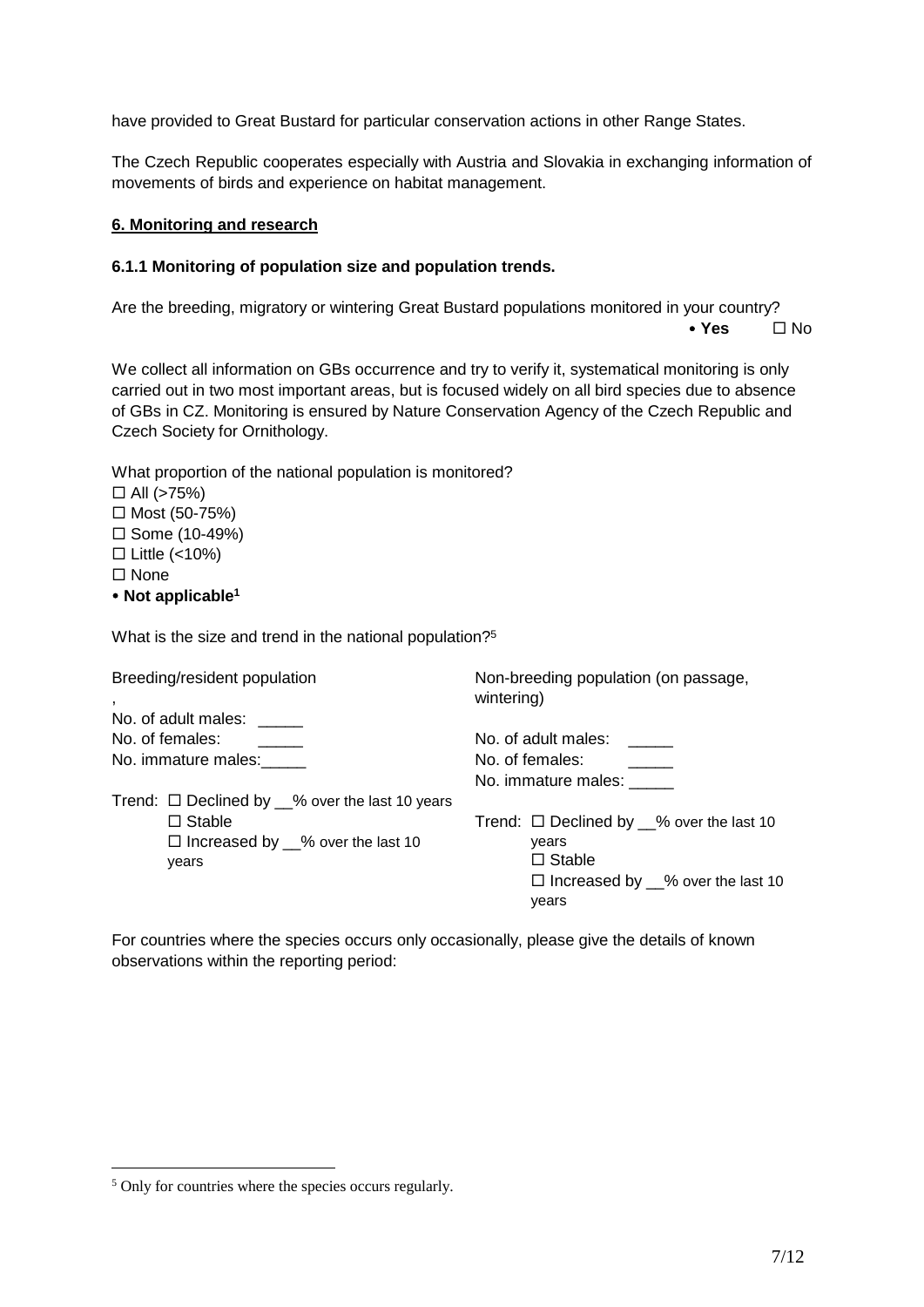have provided to Great Bustard for particular conservation actions in other Range States.

The Czech Republic cooperates especially with Austria and Slovakia in exchanging information of movements of birds and experience on habitat management.

## 6. Monitoring and research

### 6.1.1 Monitoring of population size and population trends.

Are the breeding, migratory or wintering Great Bustard populations monitored in your country?

• **Yes** ☐ No

We collect all information on GBs occurrence and try to verify it, systematical monitoring is only carried out in two most important areas, but is focused widely on all bird species due to absence of GBs in CZ. Monitoring is ensured by Nature Conservation Agency of the Czech Republic and Czech Society for Ornithology.

What proportion of the national population is monitored?

☐ All (>75%)
☐ Most (50-75%)
☐ Some (10-49%)
☐ Little (<10%)
☐ None
• **Not applicable[1]**

What is the size and trend in the national population?[5]

Breeding/resident population
,
No. of adult males: _____
No. of females: _____
No. immature males:_____

Trend: ☐ Declined by __% over the last 10 years
☐ Stable
☐ Increased by __% over the last 10 years

Non-breeding population (on passage, wintering)

No. of adult males: _____
No. of females: _____
No. immature males: _____

Trend: ☐ Declined by __% over the last 10 years
☐ Stable
☐ Increased by __% over the last 10 years

For countries where the species occurs only occasionally, please give the details of known observations within the reporting period:

[5] Only for countries where the species occurs regularly.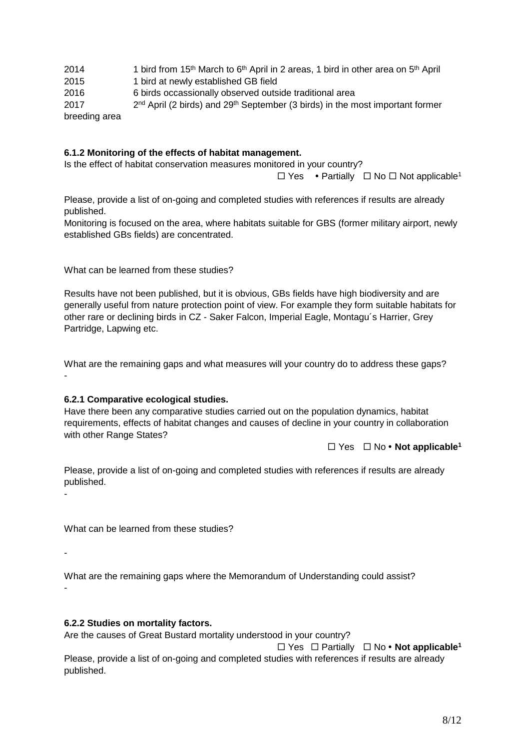2014 1 bird from 15th March to 6th April in 2 areas, 1 bird in other area on 5th April
2015 1 bird at newly established GB field
2016 6 birds occassionally observed outside traditional area
2017 2nd April (2 birds) and 29th September (3 birds) in the most important former breeding area

**6.1.2 Monitoring of the effects of habitat management.**

Is the effect of habitat conservation measures monitored in your country?

☐ Yes • Partially ☐ No ☐ Not applicable[1]

Please, provide a list of on-going and completed studies with references if results are already published.

Monitoring is focused on the area, where habitats suitable for GBS (former military airport, newly established GBs fields) are concentrated.

What can be learned from these studies?

Results have not been published, but it is obvious, GBs fields have high biodiversity and are generally useful from nature protection point of view. For example they form suitable habitats for other rare or declining birds in CZ - Saker Falcon, Imperial Eagle, Montagu´s Harrier, Grey Partridge, Lapwing etc.

What are the remaining gaps and what measures will your country do to address these gaps?

-

**6.2.1 Comparative ecological studies.**

Have there been any comparative studies carried out on the population dynamics, habitat requirements, effects of habitat changes and causes of decline in your country in collaboration with other Range States?

☐ Yes ☐ No • **Not applicable[1]**

Please, provide a list of on-going and completed studies with references if results are already published.

-

What can be learned from these studies?

-

What are the remaining gaps where the Memorandum of Understanding could assist?

-

**6.2.2 Studies on mortality factors.**

Are the causes of Great Bustard mortality understood in your country?

☐ Yes ☐ Partially ☐ No • **Not applicable[1]**

Please, provide a list of on-going and completed studies with references if results are already published.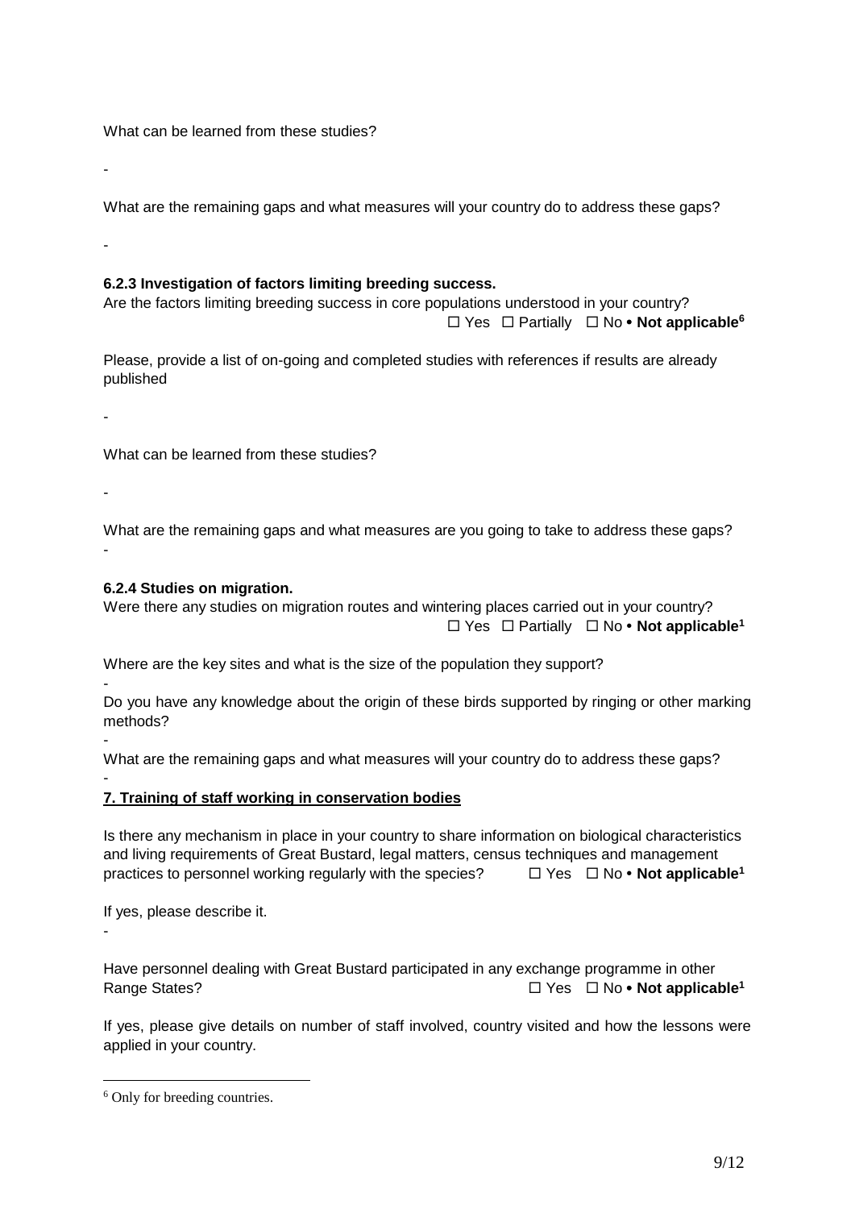What can be learned from these studies?

-

What are the remaining gaps and what measures will your country do to address these gaps?

-

**6.2.3 Investigation of factors limiting breeding success.**

Are the factors limiting breeding success in core populations understood in your country?

☐ Yes ☐ Partially ☐ No **• Not applicable**[6]

Please, provide a list of on-going and completed studies with references if results are already published

-

What can be learned from these studies?

-

What are the remaining gaps and what measures are you going to take to address these gaps?

-

**6.2.4 Studies on migration.**

Were there any studies on migration routes and wintering places carried out in your country?

☐ Yes ☐ Partially ☐ No **• Not applicable**[1]

Where are the key sites and what is the size of the population they support?

-

Do you have any knowledge about the origin of these birds supported by ringing or other marking methods?

-

What are the remaining gaps and what measures will your country do to address these gaps?

-

**7. Training of staff working in conservation bodies**

Is there any mechanism in place in your country to share information on biological characteristics and living requirements of Great Bustard, legal matters, census techniques and management practices to personnel working regularly with the species? ☐ Yes ☐ No **• Not applicable**[1]

If yes, please describe it.

-

Have personnel dealing with Great Bustard participated in any exchange programme in other Range States? ☐ Yes ☐ No **• Not applicable**[1]

If yes, please give details on number of staff involved, country visited and how the lessons were applied in your country.

---

[6] Only for breeding countries.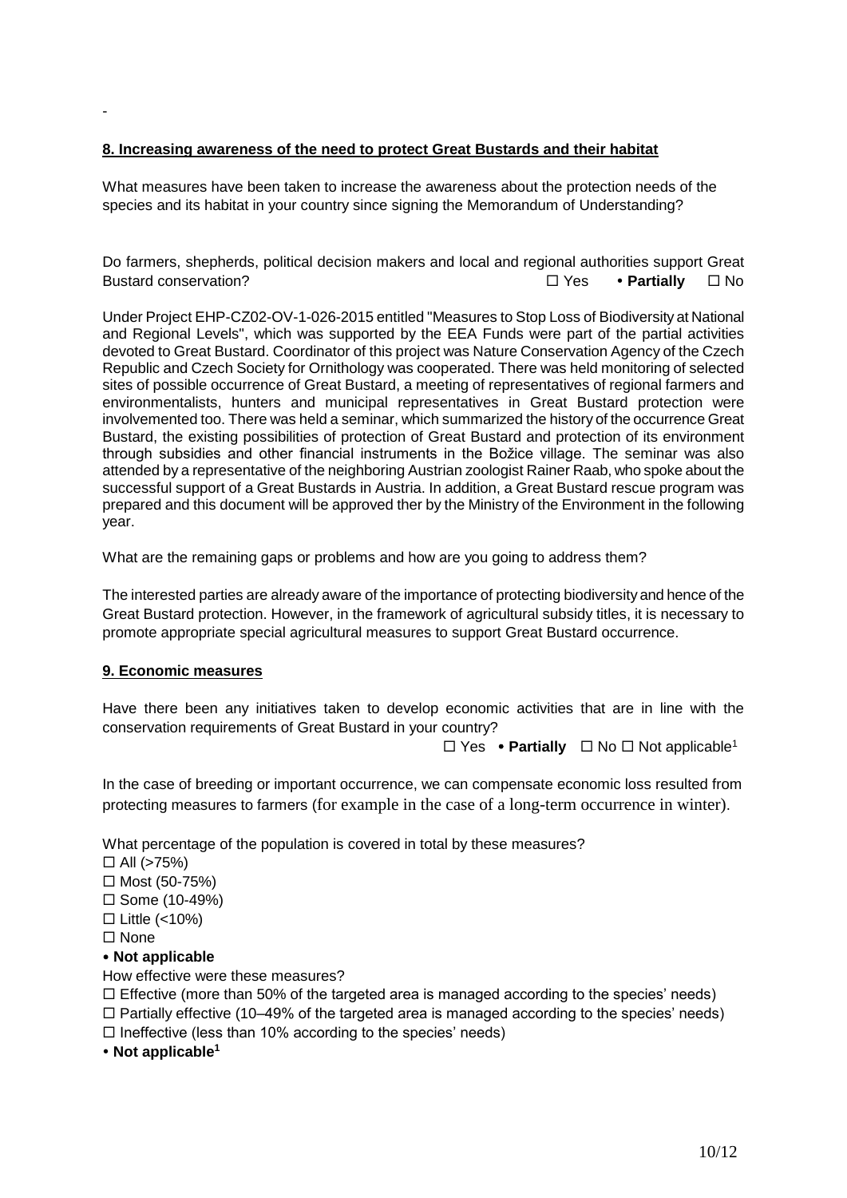-

**8. Increasing awareness of the need to protect Great Bustards and their habitat**

What measures have been taken to increase the awareness about the protection needs of the species and its habitat in your country since signing the Memorandum of Understanding?

Do farmers, shepherds, political decision makers and local and regional authorities support Great Bustard conservation? ☐ Yes • **Partially** ☐ No

Under Project EHP-CZ02-OV-1-026-2015 entitled "Measures to Stop Loss of Biodiversity at National and Regional Levels", which was supported by the EEA Funds were part of the partial activities devoted to Great Bustard. Coordinator of this project was Nature Conservation Agency of the Czech Republic and Czech Society for Ornithology was cooperated. There was held monitoring of selected sites of possible occurrence of Great Bustard, a meeting of representatives of regional farmers and environmentalists, hunters and municipal representatives in Great Bustard protection were involvemented too. There was held a seminar, which summarized the history of the occurrence Great Bustard, the existing possibilities of protection of Great Bustard and protection of its environment through subsidies and other financial instruments in the Božice village. The seminar was also attended by a representative of the neighboring Austrian zoologist Rainer Raab, who spoke about the successful support of a Great Bustards in Austria. In addition, a Great Bustard rescue program was prepared and this document will be approved ther by the Ministry of the Environment in the following year.

What are the remaining gaps or problems and how are you going to address them?

The interested parties are already aware of the importance of protecting biodiversity and hence of the Great Bustard protection. However, in the framework of agricultural subsidy titles, it is necessary to promote appropriate special agricultural measures to support Great Bustard occurrence.

**9. Economic measures**

Have there been any initiatives taken to develop economic activities that are in line with the conservation requirements of Great Bustard in your country?

☐ Yes • **Partially** ☐ No ☐ Not applicable[1]

In the case of breeding or important occurrence, we can compensate economic loss resulted from protecting measures to farmers (for example in the case of a long-term occurrence in winter).

What percentage of the population is covered in total by these measures?

☐ All (>75%)
☐ Most (50-75%)
☐ Some (10-49%)
☐ Little (<10%)
☐ None
• **Not applicable**

How effective were these measures?

☐ Effective (more than 50% of the targeted area is managed according to the species' needs)
☐ Partially effective (10–49% of the targeted area is managed according to the species' needs)
☐ Ineffective (less than 10% according to the species' needs)
• **Not applicable[1]**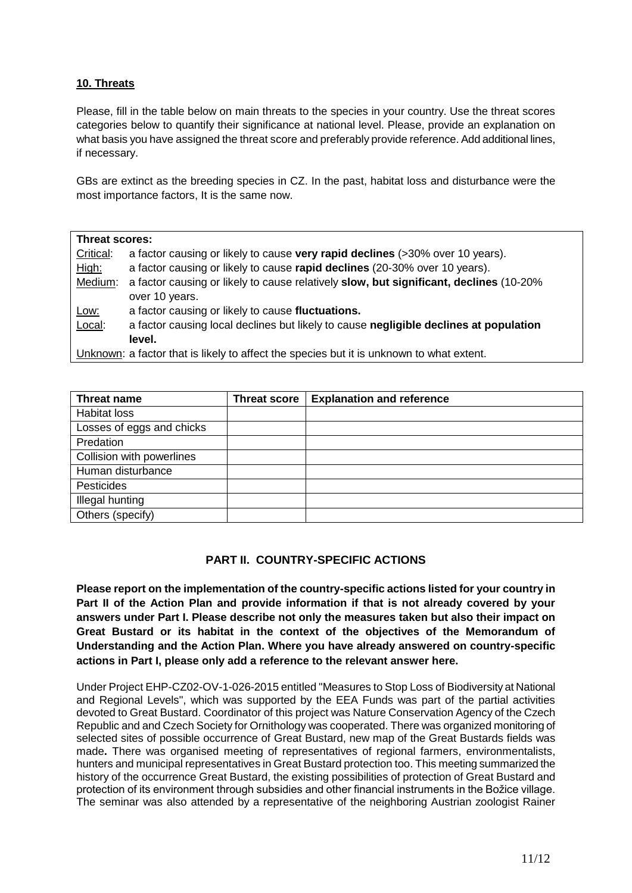**10. Threats**

Please, fill in the table below on main threats to the species in your country. Use the threat scores categories below to quantify their significance at national level. Please, provide an explanation on what basis you have assigned the threat score and preferably provide reference. Add additional lines, if necessary.

GBs are extinct as the breeding species in CZ. In the past, habitat loss and disturbance were the most importance factors, It is the same now.

| **Threat scores:** | |
|---|---|
| Critical: | a factor causing or likely to cause **very rapid declines** (>30% over 10 years). |
| High: | a factor causing or likely to cause **rapid declines** (20-30% over 10 years). |
| Medium: | a factor causing or likely to cause relatively **slow, but significant, declines** (10-20% over 10 years. |
| Low: | a factor causing or likely to cause **fluctuations.** |
| Local: | a factor causing local declines but likely to cause **negligible declines at population level.** |
| Unknown: | a factor that is likely to affect the species but it is unknown to what extent. |

| Threat name | Threat score | Explanation and reference |
|---|---|---|
| Habitat loss | | |
| Losses of eggs and chicks | | |
| Predation | | |
| Collision with powerlines | | |
| Human disturbance | | |
| Pesticides | | |
| Illegal hunting | | |
| Others (specify) | | |

## PART II. COUNTRY-SPECIFIC ACTIONS

**Please report on the implementation of the country-specific actions listed for your country in Part II of the Action Plan and provide information if that is not already covered by your answers under Part I. Please describe not only the measures taken but also their impact on Great Bustard or its habitat in the context of the objectives of the Memorandum of Understanding and the Action Plan. Where you have already answered on country-specific actions in Part I, please only add a reference to the relevant answer here.**

Under Project EHP-CZ02-OV-1-026-2015 entitled "Measures to Stop Loss of Biodiversity at National and Regional Levels", which was supported by the EEA Funds was part of the partial activities devoted to Great Bustard. Coordinator of this project was Nature Conservation Agency of the Czech Republic and and Czech Society for Ornithology was cooperated. There was organized monitoring of selected sites of possible occurrence of Great Bustard, new map of the Great Bustards fields was made**.** There was organised meeting of representatives of regional farmers, environmentalists, hunters and municipal representatives in Great Bustard protection too. This meeting summarized the history of the occurrence Great Bustard, the existing possibilities of protection of Great Bustard and protection of its environment through subsidies and other financial instruments in the Božice village. The seminar was also attended by a representative of the neighboring Austrian zoologist Rainer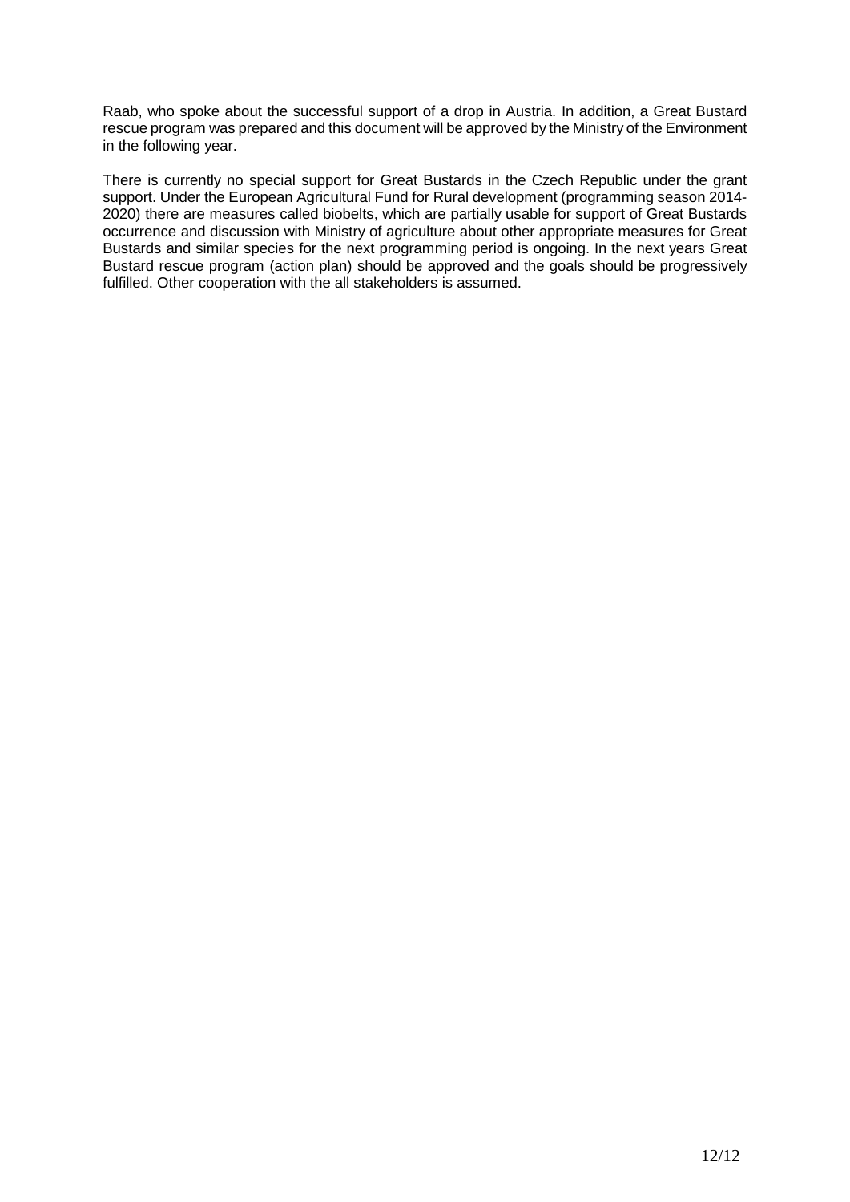Raab, who spoke about the successful support of a drop in Austria. In addition, a Great Bustard rescue program was prepared and this document will be approved by the Ministry of the Environment in the following year.

There is currently no special support for Great Bustards in the Czech Republic under the grant support. Under the European Agricultural Fund for Rural development (programming season 2014-2020) there are measures called biobelts, which are partially usable for support of Great Bustards occurrence and discussion with Ministry of agriculture about other appropriate measures for Great Bustards and similar species for the next programming period is ongoing. In the next years Great Bustard rescue program (action plan) should be approved and the goals should be progressively fulfilled. Other cooperation with the all stakeholders is assumed.